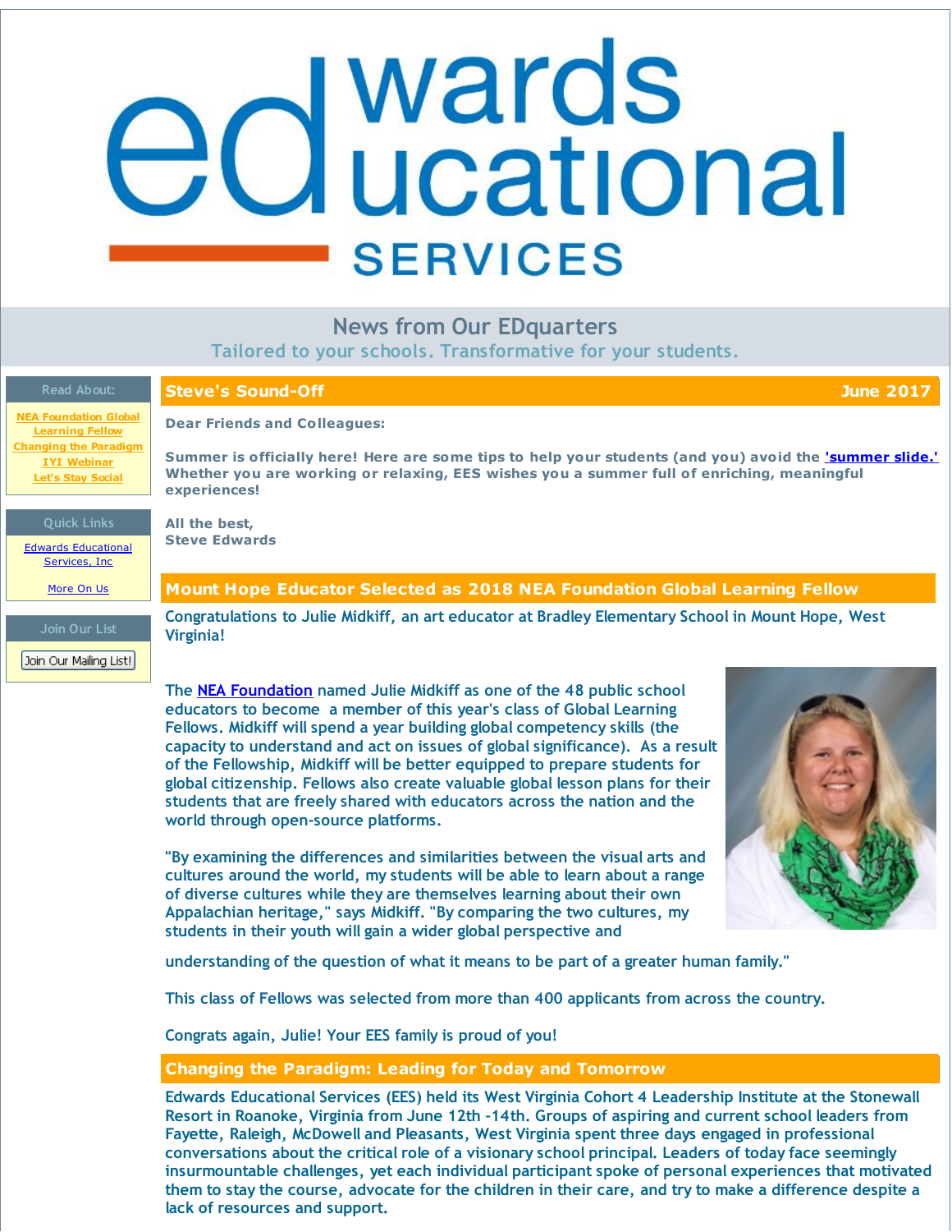# Edwards Educational Services

## News from Our EDquarters

Tailored to your schools. Transformative for your students.

**Read About:**

- NEA Foundation Global Learning Fellow
- Changing the Paradigm
- IYI Webinar
- Let's Stay Social

**Quick Links**

- Edwards Educational Services, Inc
- More On Us

**Join Our List**

Join Our Mailing List!

## Steve's Sound-Off — June 2017

**Dear Friends and Colleagues:**

**Summer is officially here! Here are some tips to help your students (and you) avoid the 'summer slide.' Whether you are working or relaxing, EES wishes you a summer full of enriching, meaningful experiences!**

**All the best,**
**Steve Edwards**

## Mount Hope Educator Selected as 2018 NEA Foundation Global Learning Fellow

Congratulations to Julie Midkiff, an art educator at Bradley Elementary School in Mount Hope, West Virginia!

The NEA Foundation named Julie Midkiff as one of the 48 public school educators to become a member of this year's class of Global Learning Fellows. Midkiff will spend a year building global competency skills (the capacity to understand and act on issues of global significance). As a result of the Fellowship, Midkiff will be better equipped to prepare students for global citizenship. Fellows also create valuable global lesson plans for their students that are freely shared with educators across the nation and the world through open-source platforms.

"By examining the differences and similarities between the visual arts and cultures around the world, my students will be able to learn about a range of diverse cultures while they are themselves learning about their own Appalachian heritage," says Midkiff. "By comparing the two cultures, my students in their youth will gain a wider global perspective and understanding of the question of what it means to be part of a greater human family."

This class of Fellows was selected from more than 400 applicants from across the country.

Congrats again, Julie! Your EES family is proud of you!

## Changing the Paradigm: Leading for Today and Tomorrow

Edwards Educational Services (EES) held its West Virginia Cohort 4 Leadership Institute at the Stonewall Resort in Roanoke, Virginia from June 12th -14th. Groups of aspiring and current school leaders from Fayette, Raleigh, McDowell and Pleasants, West Virginia spent three days engaged in professional conversations about the critical role of a visionary school principal. Leaders of today face seemingly insurmountable challenges, yet each individual participant spoke of personal experiences that motivated them to stay the course, advocate for the children in their care, and try to make a difference despite a lack of resources and support.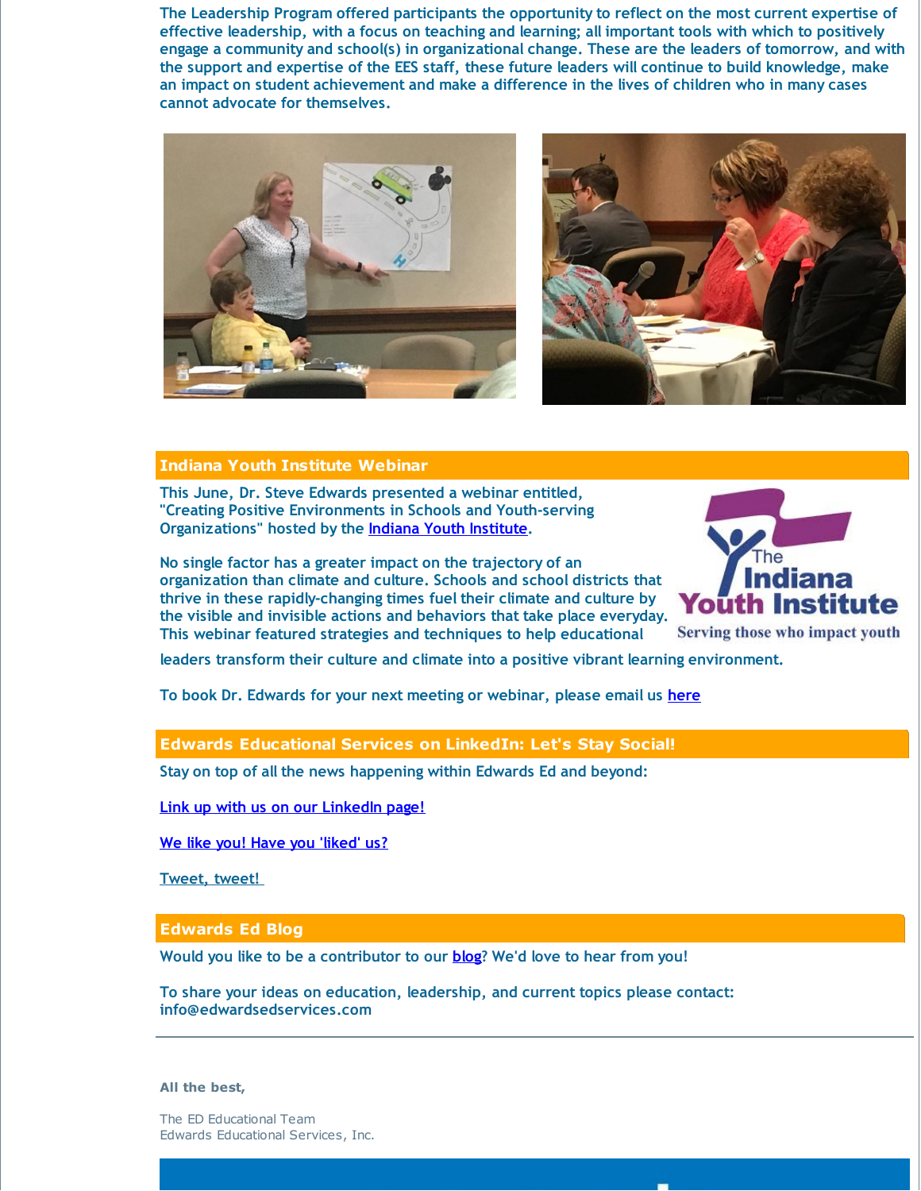The Leadership Program offered participants the opportunity to reflect on the most current expertise of effective leadership, with a focus on teaching and learning; all important tools with which to positively engage a community and school(s) in organizational change. These are the leaders of tomorrow, and with the support and expertise of the EES staff, these future leaders will continue to build knowledge, make an impact on student achievement and make a difference in the lives of children who in many cases cannot advocate for themselves.

## Indiana Youth Institute Webinar

This June, Dr. Steve Edwards presented a webinar entitled, "Creating Positive Environments in Schools and Youth-serving Organizations" hosted by the Indiana Youth Institute.

No single factor has a greater impact on the trajectory of an organization than climate and culture. Schools and school districts that thrive in these rapidly-changing times fuel their climate and culture by the visible and invisible actions and behaviors that take place everyday. This webinar featured strategies and techniques to help educational leaders transform their culture and climate into a positive vibrant learning environment.

To book Dr. Edwards for your next meeting or webinar, please email us here

## Edwards Educational Services on LinkedIn: Let's Stay Social!

Stay on top of all the news happening within Edwards Ed and beyond:

Link up with us on our LinkedIn page!

We like you! Have you 'liked' us?

Tweet, tweet!

## Edwards Ed Blog

Would you like to be a contributor to our blog? We'd love to hear from you!

To share your ideas on education, leadership, and current topics please contact: info@edwardsedservices.com

---

**All the best,**

The ED Educational Team
Edwards Educational Services, Inc.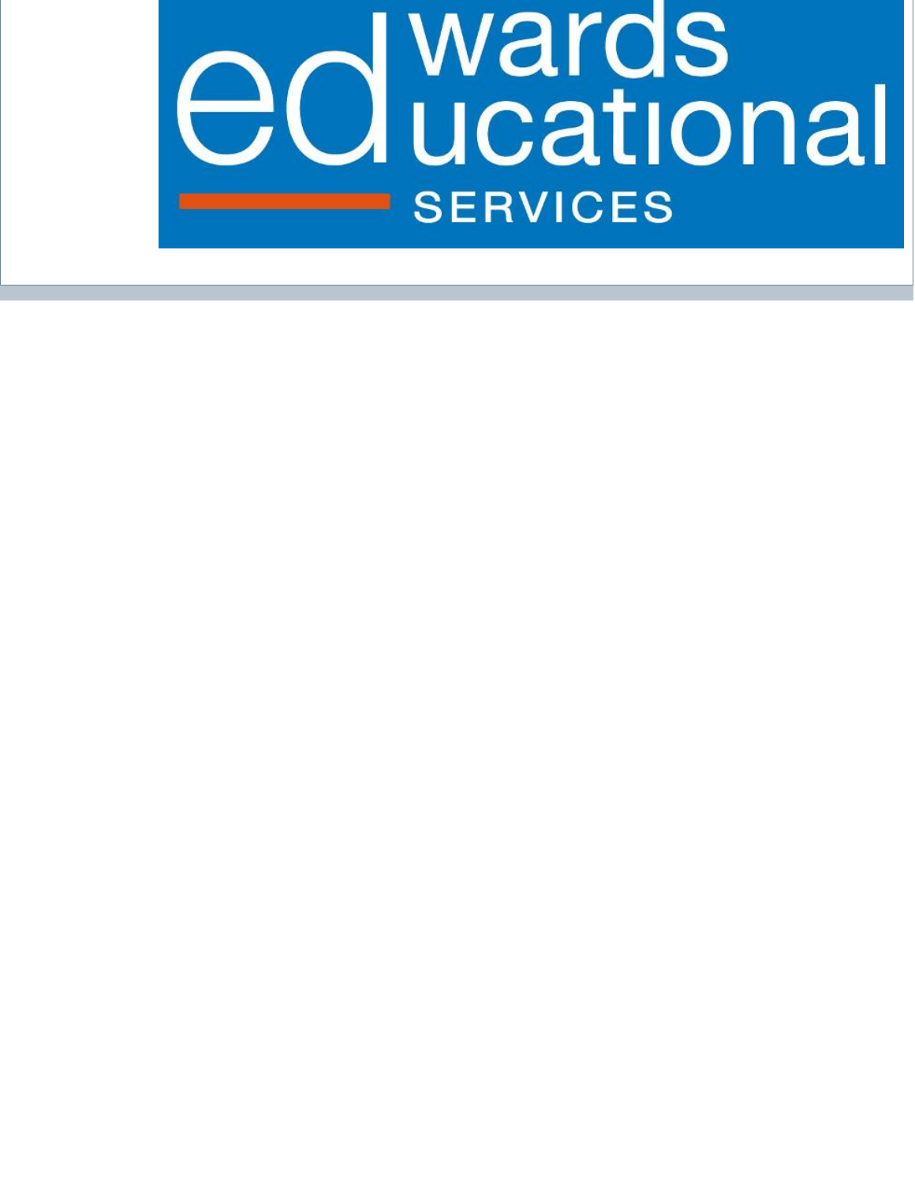edwards
educational
SERVICES